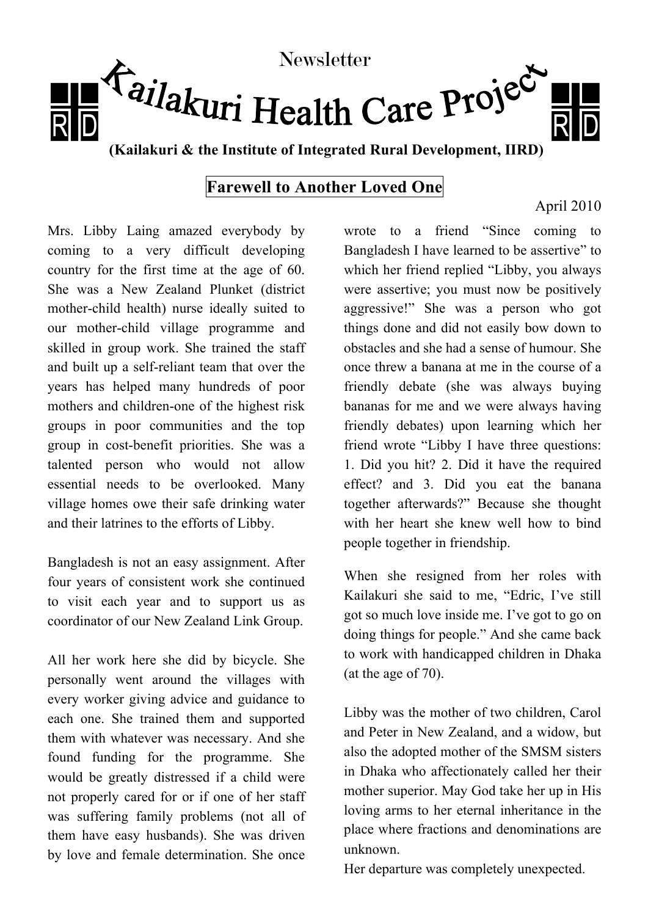Newsletter

# Kailakuri Health Care Project

**(Kailakuri & the Institute of Integrated Rural Development, IIRD)**

## Farewell to Another Loved One

April 2010

Mrs. Libby Laing amazed everybody by coming to a very difficult developing country for the first time at the age of 60. She was a New Zealand Plunket (district mother-child health) nurse ideally suited to our mother-child village programme and skilled in group work. She trained the staff and built up a self-reliant team that over the years has helped many hundreds of poor mothers and children-one of the highest risk groups in poor communities and the top group in cost-benefit priorities. She was a talented person who would not allow essential needs to be overlooked. Many village homes owe their safe drinking water and their latrines to the efforts of Libby.

Bangladesh is not an easy assignment. After four years of consistent work she continued to visit each year and to support us as coordinator of our New Zealand Link Group.

All her work here she did by bicycle. She personally went around the villages with every worker giving advice and guidance to each one. She trained them and supported them with whatever was necessary. And she found funding for the programme. She would be greatly distressed if a child were not properly cared for or if one of her staff was suffering family problems (not all of them have easy husbands). She was driven by love and female determination. She once wrote to a friend "Since coming to Bangladesh I have learned to be assertive" to which her friend replied "Libby, you always were assertive; you must now be positively aggressive!" She was a person who got things done and did not easily bow down to obstacles and she had a sense of humour. She once threw a banana at me in the course of a friendly debate (she was always buying bananas for me and we were always having friendly debates) upon learning which her friend wrote "Libby I have three questions: 1. Did you hit? 2. Did it have the required effect? and 3. Did you eat the banana together afterwards?" Because she thought with her heart she knew well how to bind people together in friendship.

When she resigned from her roles with Kailakuri she said to me, "Edric, I've still got so much love inside me. I've got to go on doing things for people." And she came back to work with handicapped children in Dhaka (at the age of 70).

Libby was the mother of two children, Carol and Peter in New Zealand, and a widow, but also the adopted mother of the SMSM sisters in Dhaka who affectionately called her their mother superior. May God take her up in His loving arms to her eternal inheritance in the place where fractions and denominations are unknown.

Her departure was completely unexpected.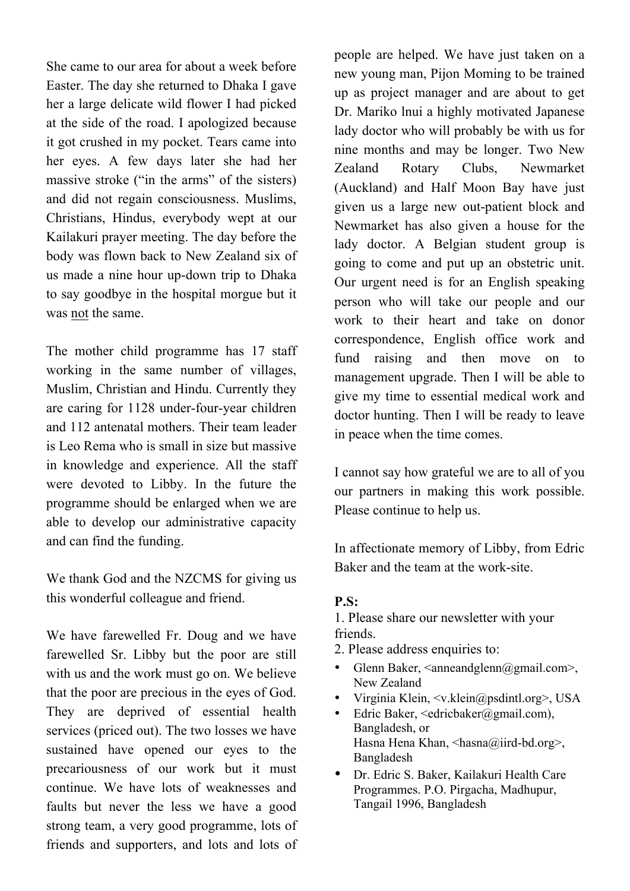She came to our area for about a week before Easter. The day she returned to Dhaka I gave her a large delicate wild flower I had picked at the side of the road. I apologized because it got crushed in my pocket. Tears came into her eyes. A few days later she had her massive stroke ("in the arms" of the sisters) and did not regain consciousness. Muslims, Christians, Hindus, everybody wept at our Kailakuri prayer meeting. The day before the body was flown back to New Zealand six of us made a nine hour up-down trip to Dhaka to say goodbye in the hospital morgue but it was not the same.

The mother child programme has 17 staff working in the same number of villages, Muslim, Christian and Hindu. Currently they are caring for 1128 under-four-year children and 112 antenatal mothers. Their team leader is Leo Rema who is small in size but massive in knowledge and experience. All the staff were devoted to Libby. In the future the programme should be enlarged when we are able to develop our administrative capacity and can find the funding.

We thank God and the NZCMS for giving us this wonderful colleague and friend.

We have farewelled Fr. Doug and we have farewelled Sr. Libby but the poor are still with us and the work must go on. We believe that the poor are precious in the eyes of God. They are deprived of essential health services (priced out). The two losses we have sustained have opened our eyes to the precariousness of our work but it must continue. We have lots of weaknesses and faults but never the less we have a good strong team, a very good programme, lots of friends and supporters, and lots and lots of people are helped. We have just taken on a new young man, Pijon Moming to be trained up as project manager and are about to get Dr. Mariko Inui a highly motivated Japanese lady doctor who will probably be with us for nine months and may be longer. Two New Zealand Rotary Clubs, Newmarket (Auckland) and Half Moon Bay have just given us a large new out-patient block and Newmarket has also given a house for the lady doctor. A Belgian student group is going to come and put up an obstetric unit. Our urgent need is for an English speaking person who will take our people and our work to their heart and take on donor correspondence, English office work and fund raising and then move on to management upgrade. Then I will be able to give my time to essential medical work and doctor hunting. Then I will be ready to leave in peace when the time comes.

I cannot say how grateful we are to all of you our partners in making this work possible. Please continue to help us.

In affectionate memory of Libby, from Edric Baker and the team at the work-site.

**P.S:**

1. Please share our newsletter with your friends.
2. Please address enquiries to:

- Glenn Baker, <anneandglenn@gmail.com>, New Zealand
- Virginia Klein, <v.klein@psdintl.org>, USA
- Edric Baker, <edricbaker@gmail.com), Bangladesh, or Hasna Hena Khan, <hasna@iird-bd.org>, Bangladesh
- Dr. Edric S. Baker, Kailakuri Health Care Programmes. P.O. Pirgacha, Madhupur, Tangail 1996, Bangladesh